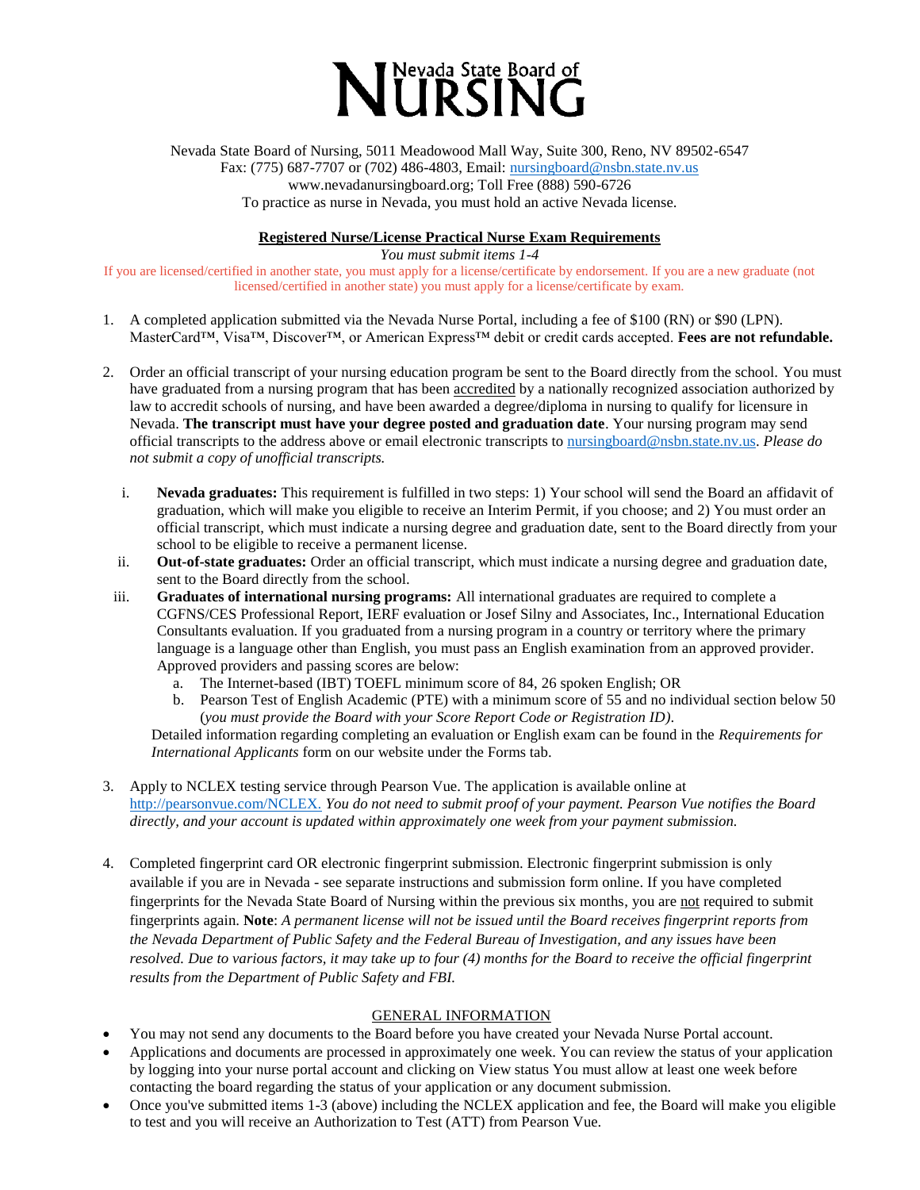# Nevada State Board of NURSING

Nevada State Board of Nursing, 5011 Meadowood Mall Way, Suite 300, Reno, NV 89502-6547
Fax: (775) 687-7707 or (702) 486-4803, Email: nursingboard@nsbn.state.nv.us
www.nevadanursingboard.org; Toll Free (888) 590-6726
To practice as nurse in Nevada, you must hold an active Nevada license.

## Registered Nurse/License Practical Nurse Exam Requirements

*You must submit items 1-4*

If you are licensed/certified in another state, you must apply for a license/certificate by endorsement. If you are a new graduate (not licensed/certified in another state) you must apply for a license/certificate by exam.

1. A completed application submitted via the Nevada Nurse Portal, including a fee of $100 (RN) or $90 (LPN). MasterCard™, Visa™, Discover™, or American Express™ debit or credit cards accepted. **Fees are not refundable.**

2. Order an official transcript of your nursing education program be sent to the Board directly from the school. You must have graduated from a nursing program that has been accredited by a nationally recognized association authorized by law to accredit schools of nursing, and have been awarded a degree/diploma in nursing to qualify for licensure in Nevada. **The transcript must have your degree posted and graduation date**. Your nursing program may send official transcripts to the address above or email electronic transcripts to nursingboard@nsbn.state.nv.us. *Please do not submit a copy of unofficial transcripts.*

   i. **Nevada graduates:** This requirement is fulfilled in two steps: 1) Your school will send the Board an affidavit of graduation, which will make you eligible to receive an Interim Permit, if you choose; and 2) You must order an official transcript, which must indicate a nursing degree and graduation date, sent to the Board directly from your school to be eligible to receive a permanent license.

   ii. **Out-of-state graduates:** Order an official transcript, which must indicate a nursing degree and graduation date, sent to the Board directly from the school.

   iii. **Graduates of international nursing programs:** All international graduates are required to complete a CGFNS/CES Professional Report, IERF evaluation or Josef Silny and Associates, Inc., International Education Consultants evaluation. If you graduated from a nursing program in a country or territory where the primary language is a language other than English, you must pass an English examination from an approved provider. Approved providers and passing scores are below:
      a. The Internet-based (IBT) TOEFL minimum score of 84, 26 spoken English; OR
      b. Pearson Test of English Academic (PTE) with a minimum score of 55 and no individual section below 50 (*you must provide the Board with your Score Report Code or Registration ID)*.

   Detailed information regarding completing an evaluation or English exam can be found in the *Requirements for International Applicants* form on our website under the Forms tab.

3. Apply to NCLEX testing service through Pearson Vue. The application is available online at http://pearsonvue.com/NCLEX. *You do not need to submit proof of your payment. Pearson Vue notifies the Board directly, and your account is updated within approximately one week from your payment submission.*

4. Completed fingerprint card OR electronic fingerprint submission. Electronic fingerprint submission is only available if you are in Nevada - see separate instructions and submission form online. If you have completed fingerprints for the Nevada State Board of Nursing within the previous six months, you are not required to submit fingerprints again. **Note**: *A permanent license will not be issued until the Board receives fingerprint reports from the Nevada Department of Public Safety and the Federal Bureau of Investigation, and any issues have been resolved. Due to various factors, it may take up to four (4) months for the Board to receive the official fingerprint results from the Department of Public Safety and FBI.*

## GENERAL INFORMATION

- You may not send any documents to the Board before you have created your Nevada Nurse Portal account.
- Applications and documents are processed in approximately one week. You can review the status of your application by logging into your nurse portal account and clicking on View status You must allow at least one week before contacting the board regarding the status of your application or any document submission.
- Once you've submitted items 1-3 (above) including the NCLEX application and fee, the Board will make you eligible to test and you will receive an Authorization to Test (ATT) from Pearson Vue.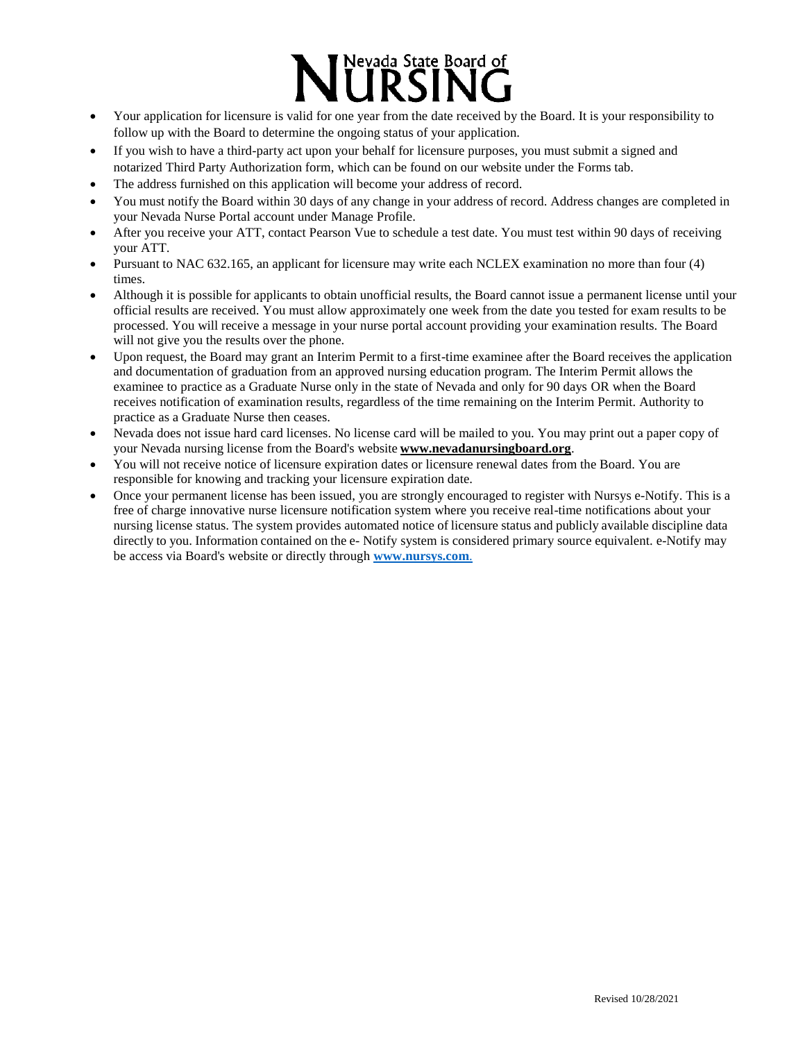# Nevada State Board of NURSING

- Your application for licensure is valid for one year from the date received by the Board. It is your responsibility to follow up with the Board to determine the ongoing status of your application.
- If you wish to have a third-party act upon your behalf for licensure purposes, you must submit a signed and notarized Third Party Authorization form, which can be found on our website under the Forms tab.
- The address furnished on this application will become your address of record.
- You must notify the Board within 30 days of any change in your address of record. Address changes are completed in your Nevada Nurse Portal account under Manage Profile.
- After you receive your ATT, contact Pearson Vue to schedule a test date. You must test within 90 days of receiving your ATT.
- Pursuant to NAC 632.165, an applicant for licensure may write each NCLEX examination no more than four (4) times.
- Although it is possible for applicants to obtain unofficial results, the Board cannot issue a permanent license until your official results are received. You must allow approximately one week from the date you tested for exam results to be processed. You will receive a message in your nurse portal account providing your examination results. The Board will not give you the results over the phone.
- Upon request, the Board may grant an Interim Permit to a first-time examinee after the Board receives the application and documentation of graduation from an approved nursing education program. The Interim Permit allows the examinee to practice as a Graduate Nurse only in the state of Nevada and only for 90 days OR when the Board receives notification of examination results, regardless of the time remaining on the Interim Permit. Authority to practice as a Graduate Nurse then ceases.
- Nevada does not issue hard card licenses. No license card will be mailed to you. You may print out a paper copy of your Nevada nursing license from the Board's website **www.nevadanursingboard.org**.
- You will not receive notice of licensure expiration dates or licensure renewal dates from the Board. You are responsible for knowing and tracking your licensure expiration date.
- Once your permanent license has been issued, you are strongly encouraged to register with Nursys e-Notify. This is a free of charge innovative nurse licensure notification system where you receive real-time notifications about your nursing license status. The system provides automated notice of licensure status and publicly available discipline data directly to you. Information contained on the e- Notify system is considered primary source equivalent. e-Notify may be access via Board's website or directly through **www.nursys.com**.

Revised 10/28/2021